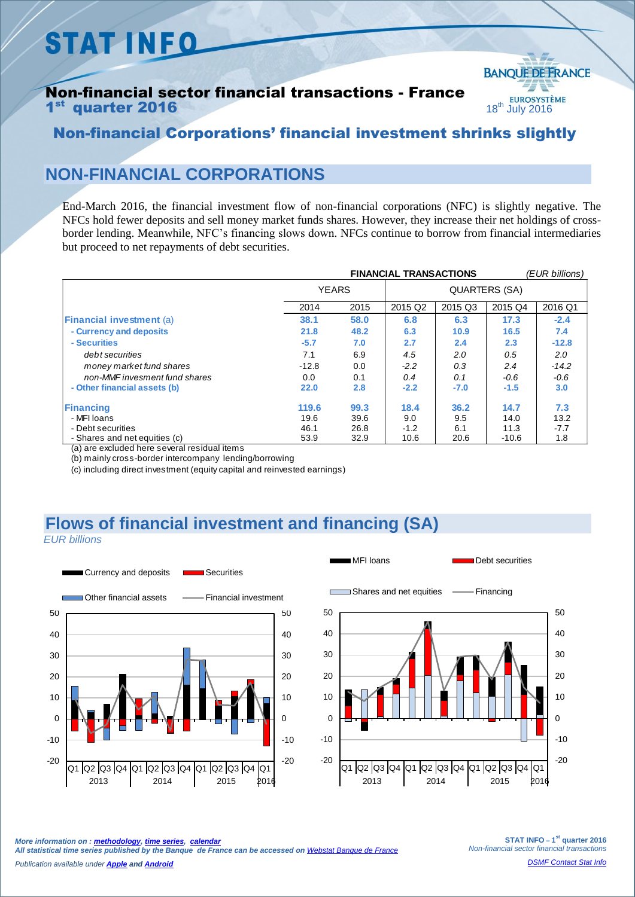# STAT INFO

BANQUE DE FRANCE
EUROSYSTÈME

## Non-financial sector financial transactions - France
## 1st quarter 2016

18th July 2016

## Non-financial Corporations' financial investment shrinks slightly

## NON-FINANCIAL CORPORATIONS

End-March 2016, the financial investment flow of non-financial corporations (NFC) is slightly negative. The NFCs hold fewer deposits and sell money market funds shares. However, they increase their net holdings of cross-border lending. Meanwhile, NFC's financing slows down. NFCs continue to borrow from financial intermediaries but proceed to net repayments of debt securities.

**FINANCIAL TRANSACTIONS** *(EUR billions)*

| | YEARS | | QUARTERS (SA) | | | |
|---|---|---|---|---|---|---|
| | 2014 | 2015 | 2015 Q2 | 2015 Q3 | 2015 Q4 | 2016 Q1 |
| **Financial investment** (a) | **38.1** | **58.0** | **6.8** | **6.3** | **17.3** | **-2.4** |
| **- Currency and deposits** | **21.8** | **48.2** | **6.3** | **10.9** | **16.5** | **7.4** |
| **- Securities** | **-5.7** | **7.0** | **2.7** | **2.4** | **2.3** | **-12.8** |
| *debt securities* | 7.1 | 6.9 | *4.5* | *2.0* | *0.5* | *2.0* |
| *money market fund shares* | -12.8 | 0.0 | *-2.2* | *0.3* | *2.4* | *-14.2* |
| *non-MMF invesment fund shares* | 0.0 | 0.1 | *0.4* | *0.1* | *-0.6* | *-0.6* |
| **- Other financial assets (b)** | **22.0** | **2.8** | **-2.2** | **-7.0** | **-1.5** | **3.0** |
| **Financing** | **119.6** | **99.3** | **18.4** | **36.2** | **14.7** | **7.3** |
| - MFI loans | 19.6 | 39.6 | 9.0 | 9.5 | 14.0 | 13.2 |
| - Debt securities | 46.1 | 26.8 | -1.2 | 6.1 | 11.3 | -7.7 |
| - Shares and net equities (c) | 53.9 | 32.9 | 10.6 | 20.6 | -10.6 | 1.8 |

(a) are excluded here several residual items

(b) mainly cross-border intercompany lending/borrowing

(c) including direct investment (equity capital and reinvested earnings)

## Flows of financial investment and financing (SA)

*EUR billions*

*More information on : methodology, time series, calendar*
*All statistical time series published by the Banque de France can be accessed on Webstat Banque de France*
*Publication available under Apple and Android*

DSMF Contact Stat Info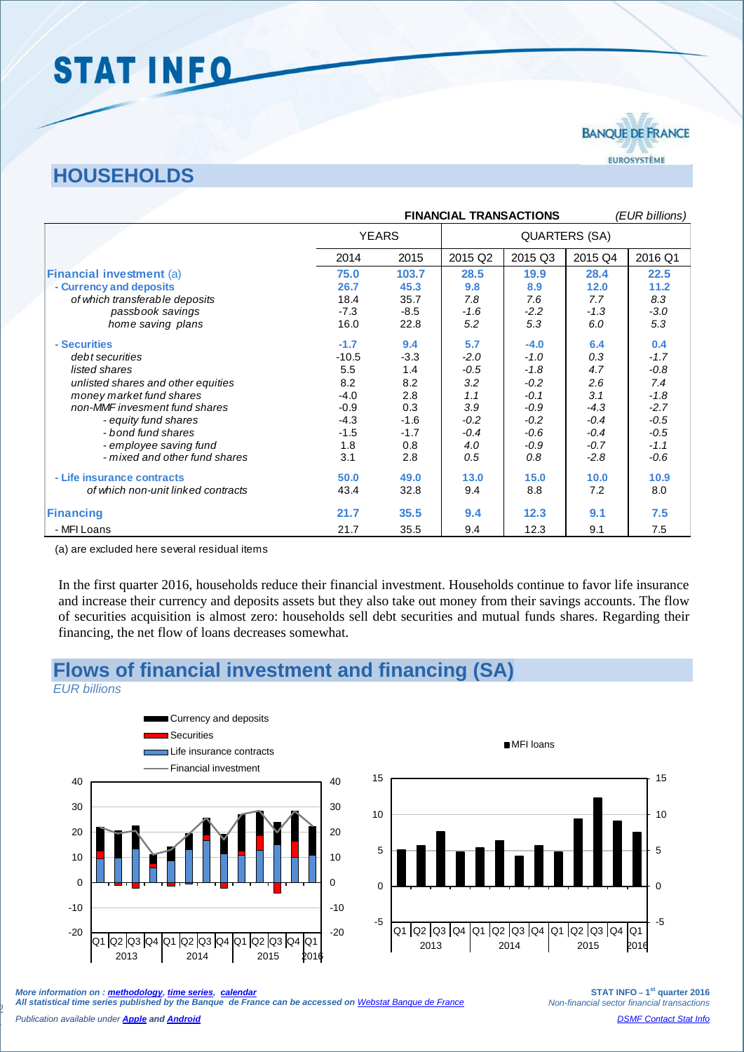## HOUSEHOLDS

| FINANCIAL TRANSACTIONS | | | | | | *(EUR billions)* |
|---|---|---|---|---|---|---|
| | YEARS | | QUARTERS (SA) | | | |
| | 2014 | 2015 | 2015 Q2 | 2015 Q3 | 2015 Q4 | 2016 Q1 |
| **Financial investment** (a) | **75.0** | **103.7** | **28.5** | **19.9** | **28.4** | **22.5** |
| **- Currency and deposits** | **26.7** | **45.3** | **9.8** | **8.9** | **12.0** | **11.2** |
| *of which transferable deposits* | 18.4 | 35.7 | *7.8* | *7.6* | *7.7* | *8.3* |
| *passbook savings* | -7.3 | -8.5 | *-1.6* | *-2.2* | *-1.3* | *-3.0* |
| *home saving plans* | 16.0 | 22.8 | *5.2* | *5.3* | *6.0* | *5.3* |
| **- Securities** | **-1.7** | **9.4** | **5.7** | **-4.0** | **6.4** | **0.4** |
| *debt securities* | -10.5 | -3.3 | *-2.0* | *-1.0* | *0.3* | *-1.7* |
| *listed shares* | 5.5 | 1.4 | *-0.5* | *-1.8* | *4.7* | *-0.8* |
| *unlisted shares and other equities* | 8.2 | 8.2 | *3.2* | *-0.2* | *2.6* | *7.4* |
| *money market fund shares* | -4.0 | 2.8 | *1.1* | *-0.1* | *3.1* | *-1.8* |
| *non-MMF invesment fund shares* | -0.9 | 0.3 | *3.9* | *-0.9* | *-4.3* | *-2.7* |
| *- equity fund shares* | -4.3 | -1.6 | *-0.2* | *-0.2* | *-0.4* | *-0.5* |
| *- bond fund shares* | -1.5 | -1.7 | *-0.4* | *-0.6* | *-0.4* | *-0.5* |
| *- employee saving fund* | 1.8 | 0.8 | *4.0* | *-0.9* | *-0.7* | *-1.1* |
| *- mixed and other fund shares* | 3.1 | 2.8 | *0.5* | *0.8* | *-2.8* | *-0.6* |
| **- Life insurance contracts** | **50.0** | **49.0** | **13.0** | **15.0** | **10.0** | **10.9** |
| *of which non-unit linked contracts* | 43.4 | 32.8 | 9.4 | 8.8 | 7.2 | 8.0 |
| **Financing** | **21.7** | **35.5** | **9.4** | **12.3** | **9.1** | **7.5** |
| - MFI Loans | 21.7 | 35.5 | 9.4 | 12.3 | 9.1 | 7.5 |

(a) are excluded here several residual items

In the first quarter 2016, households reduce their financial investment. Households continue to favor life insurance and increase their currency and deposits assets but they also take out money from their savings accounts. The flow of securities acquisition is almost zero: households sell debt securities and mutual funds shares. Regarding their financing, the net flow of loans decreases somewhat.

## Flows of financial investment and financing (SA)

*EUR billions*

Legend: Currency and deposits; Securities; Life insurance contracts; Financial investment

MFI loans

*More information on : methodology, time series, calendar*
*All statistical time series published by the Banque de France can be accessed on Webstat Banque de France*
*Publication available under Apple and Android*

**STAT INFO – 1st quarter 2016**
*Non-financial sector financial transactions*
*DSMF Contact Stat Info*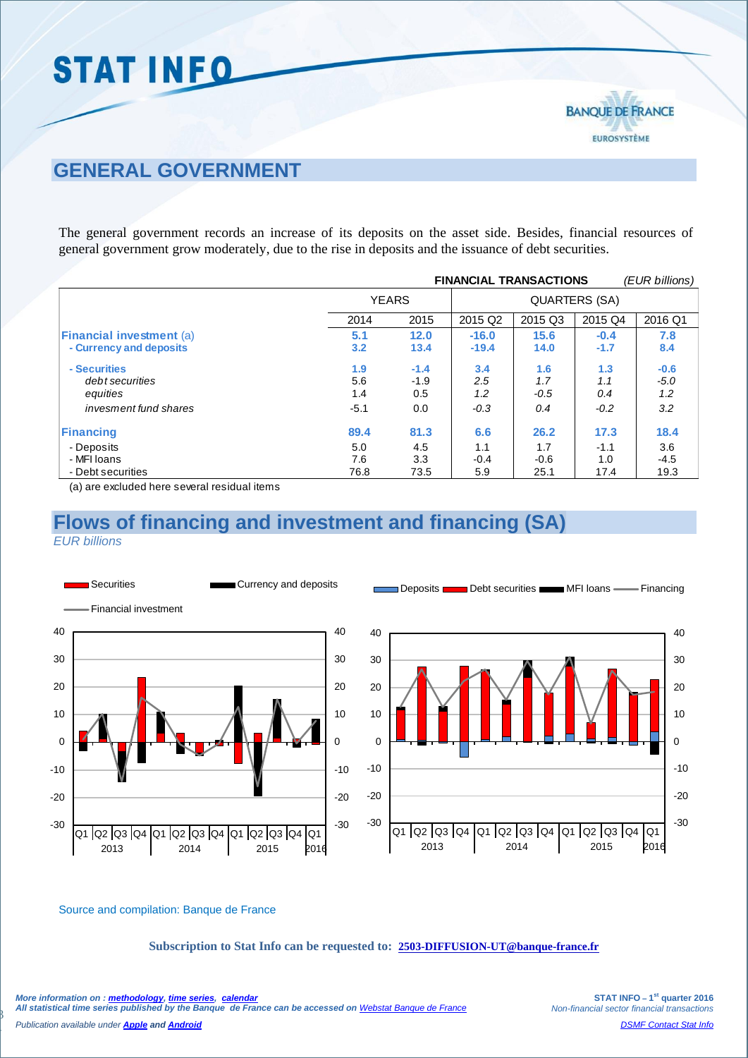## GENERAL GOVERNMENT

The general government records an increase of its deposits on the asset side. Besides, financial resources of general government grow moderately, due to the rise in deposits and the issuance of debt securities.

**FINANCIAL TRANSACTIONS** *(EUR billions)*

| | YEARS | | QUARTERS (SA) | | | |
|---|---|---|---|---|---|---|
| | 2014 | 2015 | 2015 Q2 | 2015 Q3 | 2015 Q4 | 2016 Q1 |
| **Financial investment** (a) | **5.1** | **12.0** | **-16.0** | **15.6** | **-0.4** | **7.8** |
| **- Currency and deposits** | **3.2** | **13.4** | **-19.4** | **14.0** | **-1.7** | **8.4** |
| **- Securities** | **1.9** | **-1.4** | **3.4** | **1.6** | **1.3** | **-0.6** |
| *debt securities* | 5.6 | -1.9 | *2.5* | *1.7* | *1.1* | *-5.0* |
| *equities* | 1.4 | 0.5 | *1.2* | *-0.5* | *0.4* | *1.2* |
| *invesment fund shares* | -5.1 | 0.0 | *-0.3* | *0.4* | *-0.2* | *3.2* |
| **Financing** | **89.4** | **81.3** | **6.6** | **26.2** | **17.3** | **18.4** |
| - Deposits | 5.0 | 4.5 | 1.1 | 1.7 | -1.1 | 3.6 |
| - MFI loans | 7.6 | 3.3 | -0.4 | -0.6 | 1.0 | -4.5 |
| - Debt securities | 76.8 | 73.5 | 5.9 | 25.1 | 17.4 | 19.3 |

(a) are excluded here several residual items

## Flows of financing and investment and financing (SA)

*EUR billions*

Securities
Currency and deposits
Financial investment

40 30 20 10 0 -10 -20 -30
Q1 Q2 Q3 Q4 Q1 Q2 Q3 Q4 Q1 Q2 Q3 Q4 Q1
2013 2014 2015 2016

Deposits
Debt securities
MFI loans
Financing

40 30 20 10 0 -10 -20 -30
Q1 Q2 Q3 Q4 Q1 Q2 Q3 Q4 Q1 Q2 Q3 Q4 Q1
2013 2014 2015 2016

Source and compilation: Banque de France

**Subscription to Stat Info can be requested to: 2503-DIFFUSION-UT@banque-france.fr**

*More information on : methodology, time series, calendar*
*All statistical time series published by the Banque de France can be accessed on Webstat Banque de France*
*Publication available under Apple and Android*